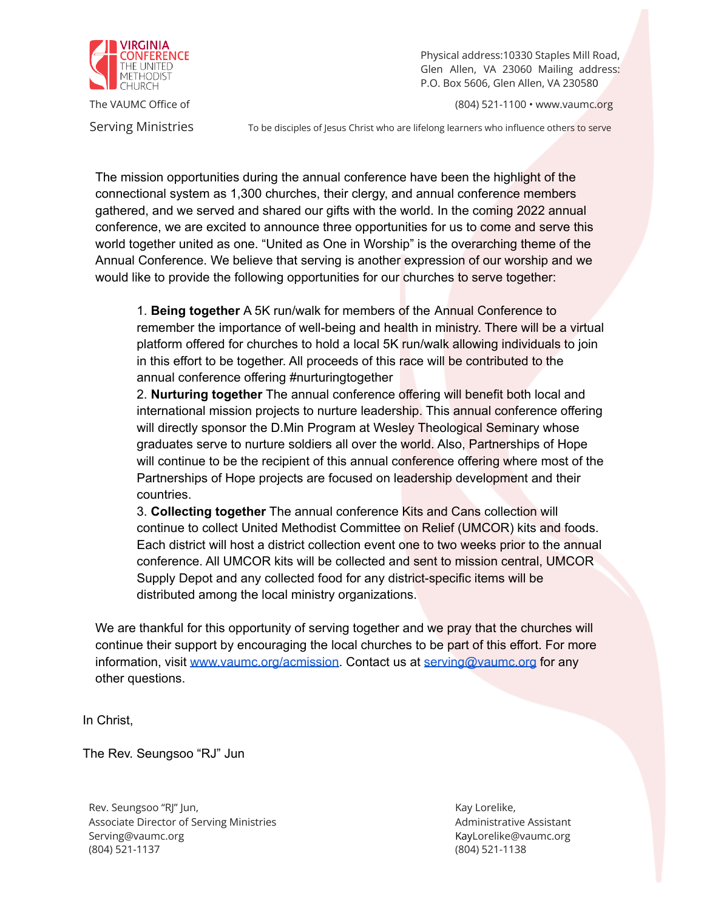VIRGINIA CONFERENCE
THE UNITED METHODIST CHURCH

The VAUMC Office of

Serving Ministries

Physical address:10330 Staples Mill Road, Glen Allen, VA 23060 Mailing address: P.O. Box 5606, Glen Allen, VA 230580

(804) 521-1100 • www.vaumc.org

To be disciples of Jesus Christ who are lifelong learners who influence others to serve

The mission opportunities during the annual conference have been the highlight of the connectional system as 1,300 churches, their clergy, and annual conference members gathered, and we served and shared our gifts with the world. In the coming 2022 annual conference, we are excited to announce three opportunities for us to come and serve this world together united as one. "United as One in Worship" is the overarching theme of the Annual Conference. We believe that serving is another expression of our worship and we would like to provide the following opportunities for our churches to serve together:

1. **Being together** A 5K run/walk for members of the Annual Conference to remember the importance of well-being and health in ministry. There will be a virtual platform offered for churches to hold a local 5K run/walk allowing individuals to join in this effort to be together. All proceeds of this race will be contributed to the annual conference offering #nurturingtogether
2. **Nurturing together** The annual conference offering will benefit both local and international mission projects to nurture leadership. This annual conference offering will directly sponsor the D.Min Program at Wesley Theological Seminary whose graduates serve to nurture soldiers all over the world. Also, Partnerships of Hope will continue to be the recipient of this annual conference offering where most of the Partnerships of Hope projects are focused on leadership development and their countries.
3. **Collecting together** The annual conference Kits and Cans collection will continue to collect United Methodist Committee on Relief (UMCOR) kits and foods. Each district will host a district collection event one to two weeks prior to the annual conference. All UMCOR kits will be collected and sent to mission central, UMCOR Supply Depot and any collected food for any district-specific items will be distributed among the local ministry organizations.

We are thankful for this opportunity of serving together and we pray that the churches will continue their support by encouraging the local churches to be part of this effort. For more information, visit www.vaumc.org/acmission. Contact us at serving@vaumc.org for any other questions.

In Christ,

The Rev. Seungsoo "RJ" Jun

Rev. Seungsoo "RJ" Jun,
Associate Director of Serving Ministries
Serving@vaumc.org
(804) 521-1137

Kay Lorelike,
Administrative Assistant
KayLorelike@vaumc.org
(804) 521-1138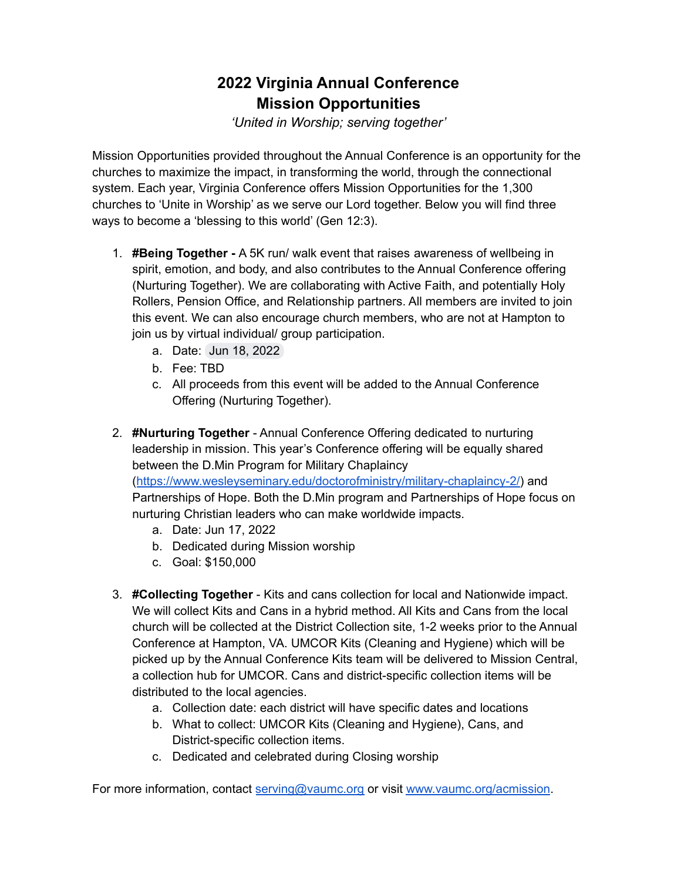# 2022 Virginia Annual Conference Mission Opportunities

*'United in Worship; serving together'*

Mission Opportunities provided throughout the Annual Conference is an opportunity for the churches to maximize the impact, in transforming the world, through the connectional system. Each year, Virginia Conference offers Mission Opportunities for the 1,300 churches to 'Unite in Worship' as we serve our Lord together. Below you will find three ways to become a 'blessing to this world' (Gen 12:3).

1. **#Being Together -** A 5K run/ walk event that raises awareness of wellbeing in spirit, emotion, and body, and also contributes to the Annual Conference offering (Nurturing Together). We are collaborating with Active Faith, and potentially Holy Rollers, Pension Office, and Relationship partners. All members are invited to join this event. We can also encourage church members, who are not at Hampton to join us by virtual individual/ group participation.
    a. Date: Jun 18, 2022
    b. Fee: TBD
    c. All proceeds from this event will be added to the Annual Conference Offering (Nurturing Together).

2. **#Nurturing Together** - Annual Conference Offering dedicated to nurturing leadership in mission. This year's Conference offering will be equally shared between the D.Min Program for Military Chaplaincy ([https://www.wesleyseminary.edu/doctorofministry/military-chaplaincy-2/](https://www.wesleyseminary.edu/doctorofministry/military-chaplaincy-2/)) and Partnerships of Hope. Both the D.Min program and Partnerships of Hope focus on nurturing Christian leaders who can make worldwide impacts.
    a. Date: Jun 17, 2022
    b. Dedicated during Mission worship
    c. Goal: $150,000

3. **#Collecting Together** - Kits and cans collection for local and Nationwide impact. We will collect Kits and Cans in a hybrid method. All Kits and Cans from the local church will be collected at the District Collection site, 1-2 weeks prior to the Annual Conference at Hampton, VA. UMCOR Kits (Cleaning and Hygiene) which will be picked up by the Annual Conference Kits team will be delivered to Mission Central, a collection hub for UMCOR. Cans and district-specific collection items will be distributed to the local agencies.
    a. Collection date: each district will have specific dates and locations
    b. What to collect: UMCOR Kits (Cleaning and Hygiene), Cans, and District-specific collection items.
    c. Dedicated and celebrated during Closing worship

For more information, contact [serving@vaumc.org](mailto:serving@vaumc.org) or visit [www.vaumc.org/acmission](http://www.vaumc.org/acmission).